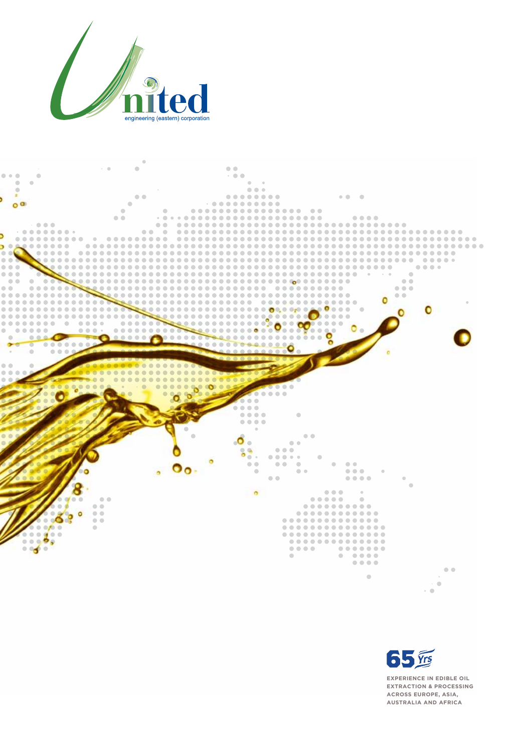United

engineering (eastern) corporation

65 Yrs

EXPERIENCE IN EDIBLE OIL EXTRACTION & PROCESSING ACROSS EUROPE, ASIA, AUSTRALIA AND AFRICA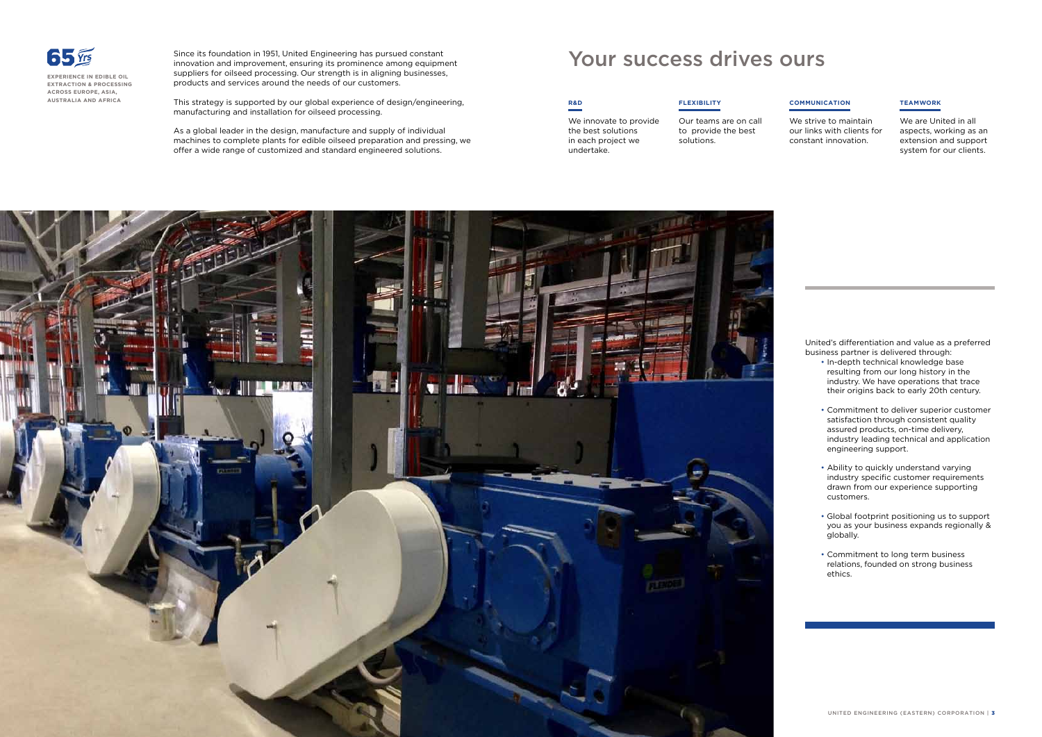**65 Yrs**

**EXPERIENCE IN EDIBLE OIL EXTRACTION & PROCESSING ACROSS EUROPE, ASIA, AUSTRALIA AND AFRICA**

Since its foundation in 1951, United Engineering has pursued constant innovation and improvement, ensuring its prominence among equipment suppliers for oilseed processing. Our strength is in aligning businesses, products and services around the needs of our customers.

This strategy is supported by our global experience of design/engineering, manufacturing and installation for oilseed processing.

As a global leader in the design, manufacture and supply of individual machines to complete plants for edible oilseed preparation and pressing, we offer a wide range of customized and standard engineered solutions.

# Your success drives ours

**R&D**

We innovate to provide the best solutions in each project we undertake.

**FLEXIBILITY**

Our teams are on call to provide the best solutions.

**COMMUNICATION**

We strive to maintain our links with clients for constant innovation.

**TEAMWORK**

We are United in all aspects, working as an extension and support system for our clients.

United's differentiation and value as a preferred business partner is delivered through:

- In-depth technical knowledge base resulting from our long history in the industry. We have operations that trace their origins back to early 20th century.
- Commitment to deliver superior customer satisfaction through consistent quality assured products, on-time delivery, industry leading technical and application engineering support.
- Ability to quickly understand varying industry specific customer requirements drawn from our experience supporting customers.
- Global footprint positioning us to support you as your business expands regionally & globally.
- Commitment to long term business relations, founded on strong business ethics.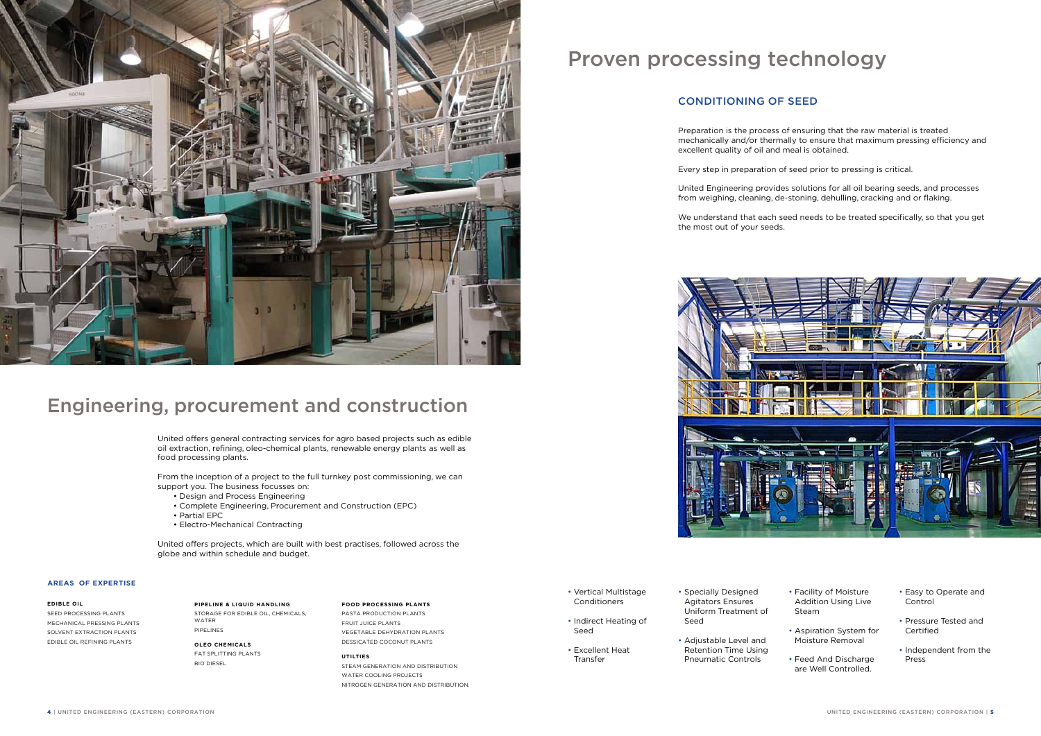## Engineering, procurement and construction

United offers general contracting services for agro based projects such as edible oil extraction, refining, oleo-chemical plants, renewable energy plants as well as food processing plants.

From the inception of a project to the full turnkey post commissioning, we can support you. The business focusses on:

- Design and Process Engineering
- Complete Engineering, Procurement and Construction (EPC)
- Partial EPC
- Electro-Mechanical Contracting

United offers projects, which are built with best practises, followed across the globe and within schedule and budget.

### AREAS OF EXPERTISE

**EDIBLE OIL**

SEED PROCESSING PLANTS
MECHANICAL PRESSING PLANTS
SOLVENT EXTRACTION PLANTS
EDIBLE OIL REFINING PLANTS

**PIPELINE & LIQUID HANDLING**

STORAGE FOR EDIBLE OIL, CHEMICALS, WATER
PIPELINES

**OLEO CHEMICALS**

FAT SPLITTING PLANTS
BIO DIESEL

**FOOD PROCESSING PLANTS**

PASTA PRODUCTION PLANTS
FRUIT JUICE PLANTS
VEGETABLE DEHYDRATION PLANTS
DESSICATED COCONUT PLANTS

**UTILTIES**

STEAM GENERATION AND DISTRIBUTION
WATER COOLING PROJECTS
NITROGEN GENERATION AND DISTRIBUTION.

## Proven processing technology

### CONDITIONING OF SEED

Preparation is the process of ensuring that the raw material is treated mechanically and/or thermally to ensure that maximum pressing efficiency and excellent quality of oil and meal is obtained.

Every step in preparation of seed prior to pressing is critical.

United Engineering provides solutions for all oil bearing seeds, and processes from weighing, cleaning, de-stoning, dehulling, cracking and or flaking.

We understand that each seed needs to be treated specifically, so that you get the most out of your seeds.

- Vertical Multistage Conditioners
- Indirect Heating of Seed
- Excellent Heat Transfer
- Specially Designed Agitators Ensures Uniform Treatment of Seed
- Adjustable Level and Retention Time Using Pneumatic Controls
- Facility of Moisture Addition Using Live Steam
- Aspiration System for Moisture Removal
- Feed And Discharge are Well Controlled.
- Easy to Operate and Control
- Pressure Tested and Certified
- Independent from the Press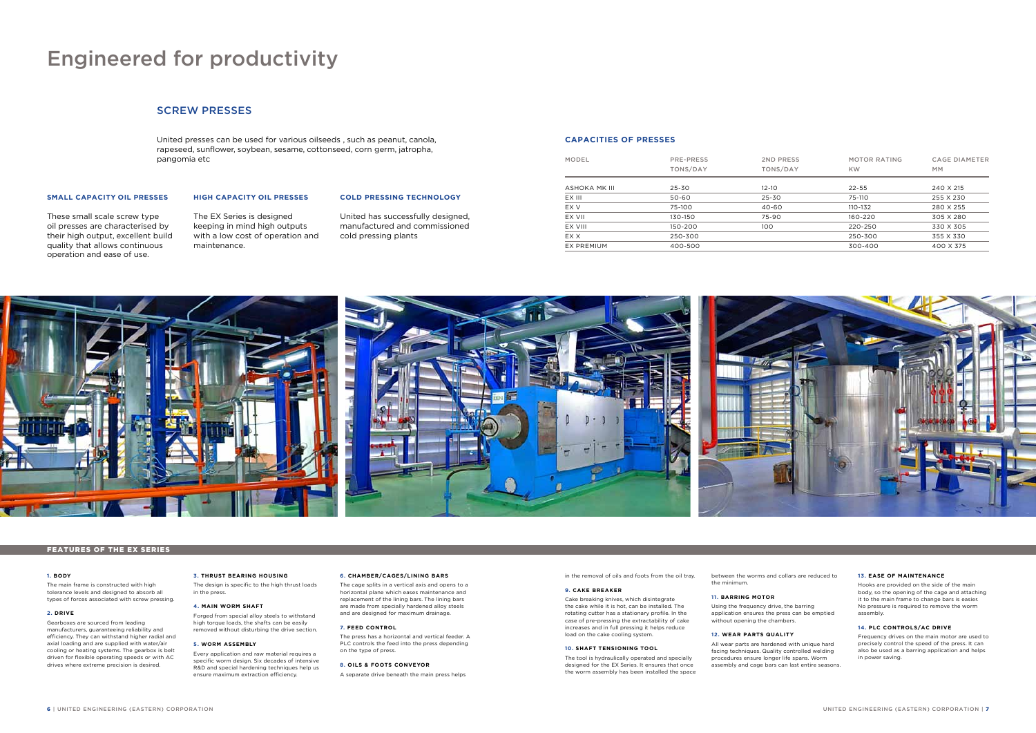# Engineered for productivity

## SCREW PRESSES

United presses can be used for various oilseeds , such as peanut, canola, rapeseed, sunflower, soybean, sesame, cottonseed, corn germ, jatropha, pangomia etc

### SMALL CAPACITY OIL PRESSES

These small scale screw type oil presses are characterised by their high output, excellent build quality that allows continuous operation and ease of use.

### HIGH CAPACITY OIL PRESSES

The EX Series is designed keeping in mind high outputs with a low cost of operation and maintenance.

### COLD PRESSING TECHNOLOGY

United has successfully designed, manufactured and commissioned cold pressing plants

### CAPACITIES OF PRESSES

| MODEL | PRE-PRESS TONS/DAY | 2ND PRESS TONS/DAY | MOTOR RATING KW | CAGE DIAMETER MM |
|---|---|---|---|---|
| ASHOKA MK III | 25-30 | 12-10 | 22-55 | 240 X 215 |
| EX III | 50-60 | 25-30 | 75-110 | 255 X 230 |
| EX V | 75-100 | 40-60 | 110-132 | 280 X 255 |
| EX VII | 130-150 | 75-90 | 160-220 | 305 X 280 |
| EX VIII | 150-200 | 100 | 220-250 | 330 X 305 |
| EX X | 250-300 | | 250-300 | 355 X 330 |
| EX PREMIUM | 400-500 | | 300-400 | 400 X 375 |

## FEATURES OF THE EX SERIES

**1. BODY**

The main frame is constructed with high tolerance levels and designed to absorb all types of forces associated with screw pressing.

**2. DRIVE**

Gearboxes are sourced from leading manufacturers, guaranteeing reliability and efficiency. They can withstand higher radial and axial loading and are supplied with water/air cooling or heating systems. The gearbox is belt driven for flexible operating speeds or with AC drives where extreme precision is desired.

**3. THRUST BEARING HOUSING**

The design is specific to the high thrust loads in the press.

**4. MAIN WORM SHAFT**

Forged from special alloy steels to withstand high torque loads, the shafts can be easily removed without disturbing the drive section.

**5. WORM ASSEMBLY**

Every application and raw material requires a specific worm design. Six decades of intensive R&D and special hardening techniques help us ensure maximum extraction efficiency.

**6. CHAMBER/CAGES/LINING BARS**

The cage splits in a vertical axis and opens to a horizontal plane which eases maintenance and replacement of the lining bars. The lining bars are made from specially hardened alloy steels and are designed for maximum drainage.

**7. FEED CONTROL**

The press has a horizontal and vertical feeder. A PLC controls the feed into the press depending on the type of press.

**8. OILS & FOOTS CONVEYOR**

A separate drive beneath the main press helps in the removal of oils and foots from the oil tray.

**9. CAKE BREAKER**

Cake breaking knives, which disintegrate the cake while it is hot, can be installed. The rotating cutter has a stationary profile. In the case of pre-pressing the extractability of cake increases and in full pressing it helps reduce load on the cake cooling system.

**10. SHAFT TENSIONING TOOL**

The tool is hydraulically operated and specially designed for the EX Series. It ensures that once the worm assembly has been installed the space between the worms and collars are reduced to the minimum.

**11. BARRING MOTOR**

Using the frequency drive, the barring application ensures the press can be emptied without opening the chambers.

**12. WEAR PARTS QUALITY**

All wear parts are hardened with unique hard facing techniques. Quality controlled welding procedures ensure longer life spans. Worm assembly and cage bars can last entire seasons.

**13. EASE OF MAINTENANCE**

Hooks are provided on the side of the main body, so the opening of the cage and attaching it to the main frame to change bars is easier. No pressure is required to remove the worm assembly.

**14. PLC CONTROLS/AC DRIVE**

Frequency drives on the main motor are used to precisely control the speed of the press. It can also be used as a barring application and helps in power saving.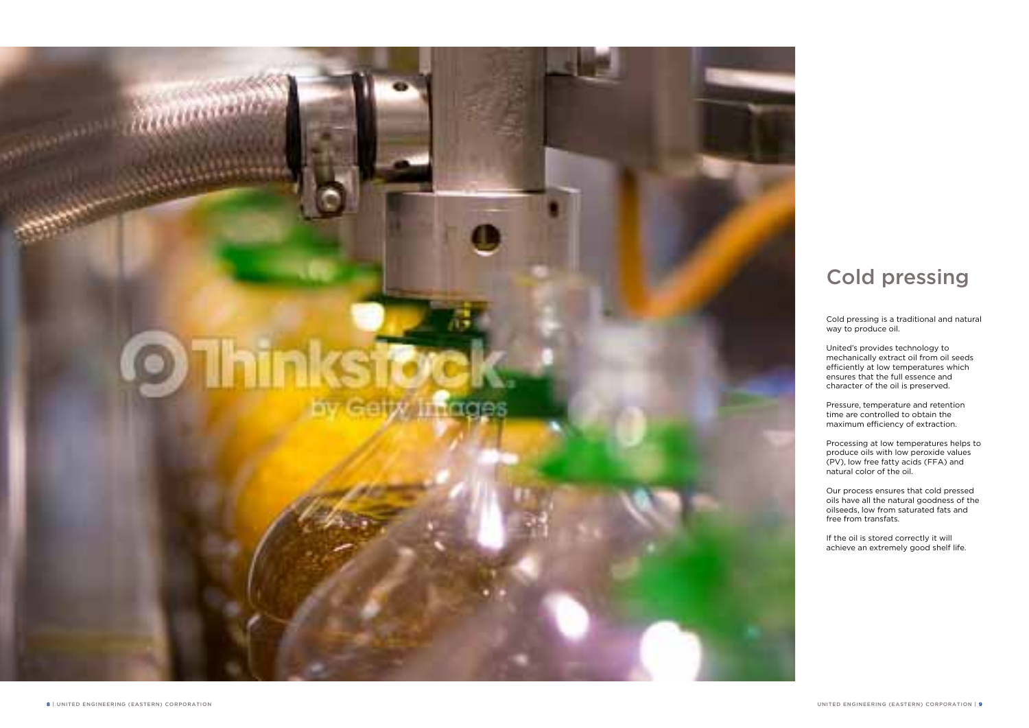# Cold pressing

Cold pressing is a traditional and natural way to produce oil.

United's provides technology to mechanically extract oil from oil seeds efficiently at low temperatures which ensures that the full essence and character of the oil is preserved.

Pressure, temperature and retention time are controlled to obtain the maximum efficiency of extraction.

Processing at low temperatures helps to produce oils with low peroxide values (PV), low free fatty acids (FFA) and natural color of the oil.

Our process ensures that cold pressed oils have all the natural goodness of the oilseeds, low from saturated fats and free from transfats.

If the oil is stored correctly it will achieve an extremely good shelf life.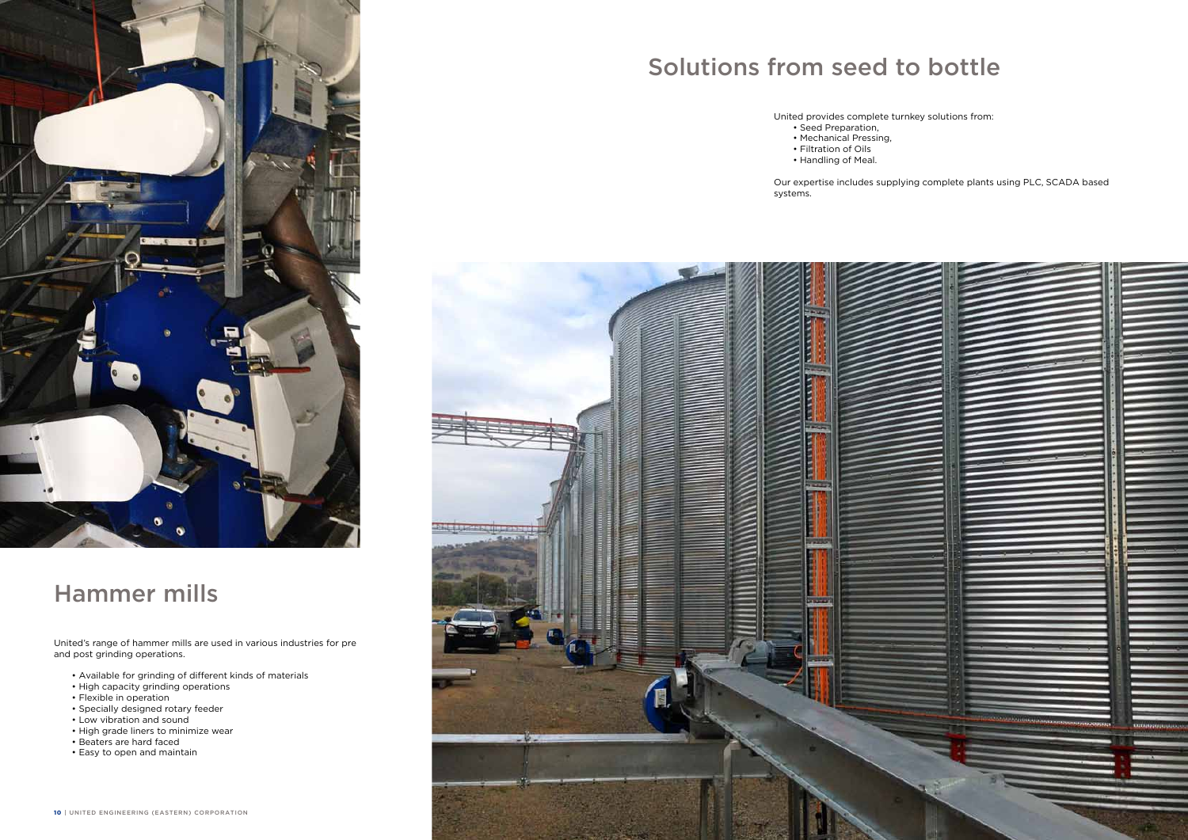# Hammer mills

United's range of hammer mills are used in various industries for pre and post grinding operations.

- Available for grinding of different kinds of materials
- High capacity grinding operations
- Flexible in operation
- Specially designed rotary feeder
- Low vibration and sound
- High grade liners to minimize wear
- Beaters are hard faced
- Easy to open and maintain

# Solutions from seed to bottle

United provides complete turnkey solutions from:

- Seed Preparation,
- Mechanical Pressing,
- Filtration of Oils
- Handling of Meal.

Our expertise includes supplying complete plants using PLC, SCADA based systems.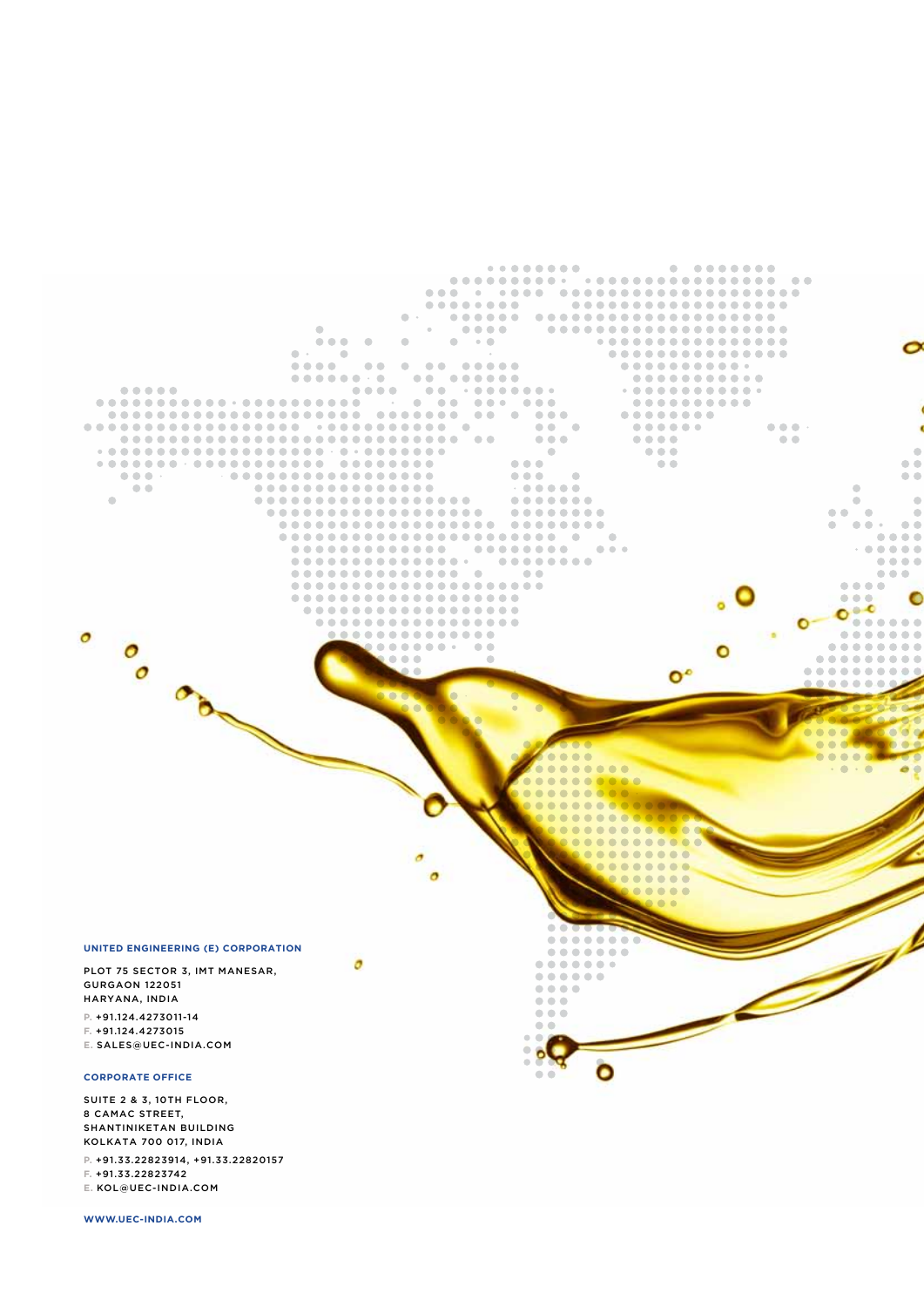**UNITED ENGINEERING (E) CORPORATION**

PLOT 75 SECTOR 3, IMT MANESAR,
GURGAON 122051
HARYANA, INDIA

P. +91.124.4273011-14
F. +91.124.4273015
E. SALES@UEC-INDIA.COM

**CORPORATE OFFICE**

SUITE 2 & 3, 10TH FLOOR,
8 CAMAC STREET,
SHANTINIKETAN BUILDING
KOLKATA 700 017, INDIA

P. +91.33.22823914, +91.33.22820157
F. +91.33.22823742
E. KOL@UEC-INDIA.COM

**WWW.UEC-INDIA.COM**